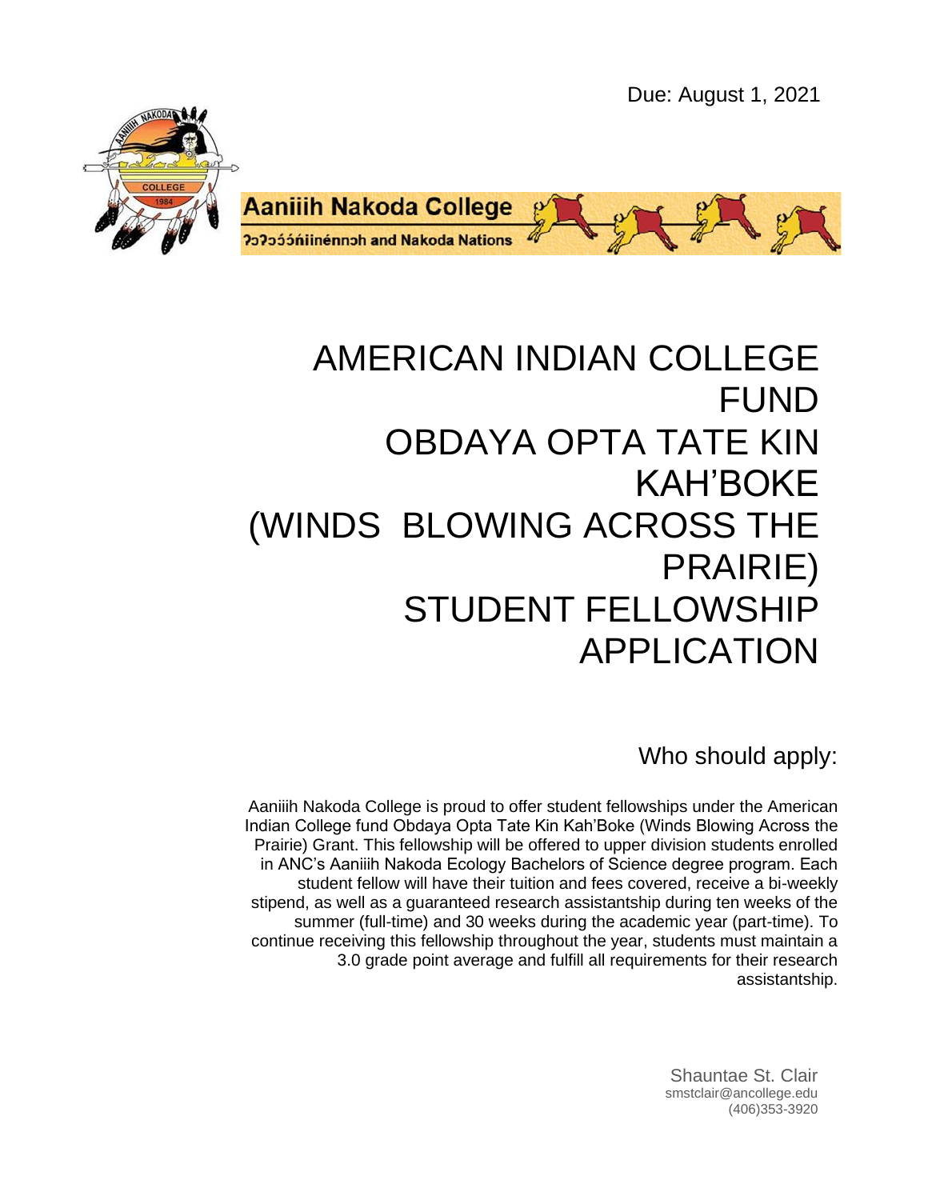Due: August 1, 2021

**Aaniiih Nakoda College**

ʔɔʔɔɔ́ɔ́ńiinénnɔh and Nakoda Nations

# AMERICAN INDIAN COLLEGE FUND OBDAYA OPTA TATE KIN KAH'BOKE (WINDS BLOWING ACROSS THE PRAIRIE) STUDENT FELLOWSHIP APPLICATION

## Who should apply:

Aaniiih Nakoda College is proud to offer student fellowships under the American Indian College fund Obdaya Opta Tate Kin Kah'Boke (Winds Blowing Across the Prairie) Grant. This fellowship will be offered to upper division students enrolled in ANC's Aaniiih Nakoda Ecology Bachelors of Science degree program. Each student fellow will have their tuition and fees covered, receive a bi-weekly stipend, as well as a guaranteed research assistantship during ten weeks of the summer (full-time) and 30 weeks during the academic year (part-time). To continue receiving this fellowship throughout the year, students must maintain a 3.0 grade point average and fulfill all requirements for their research assistantship.

Shauntae St. Clair
smstclair@ancollege.edu
(406)353-3920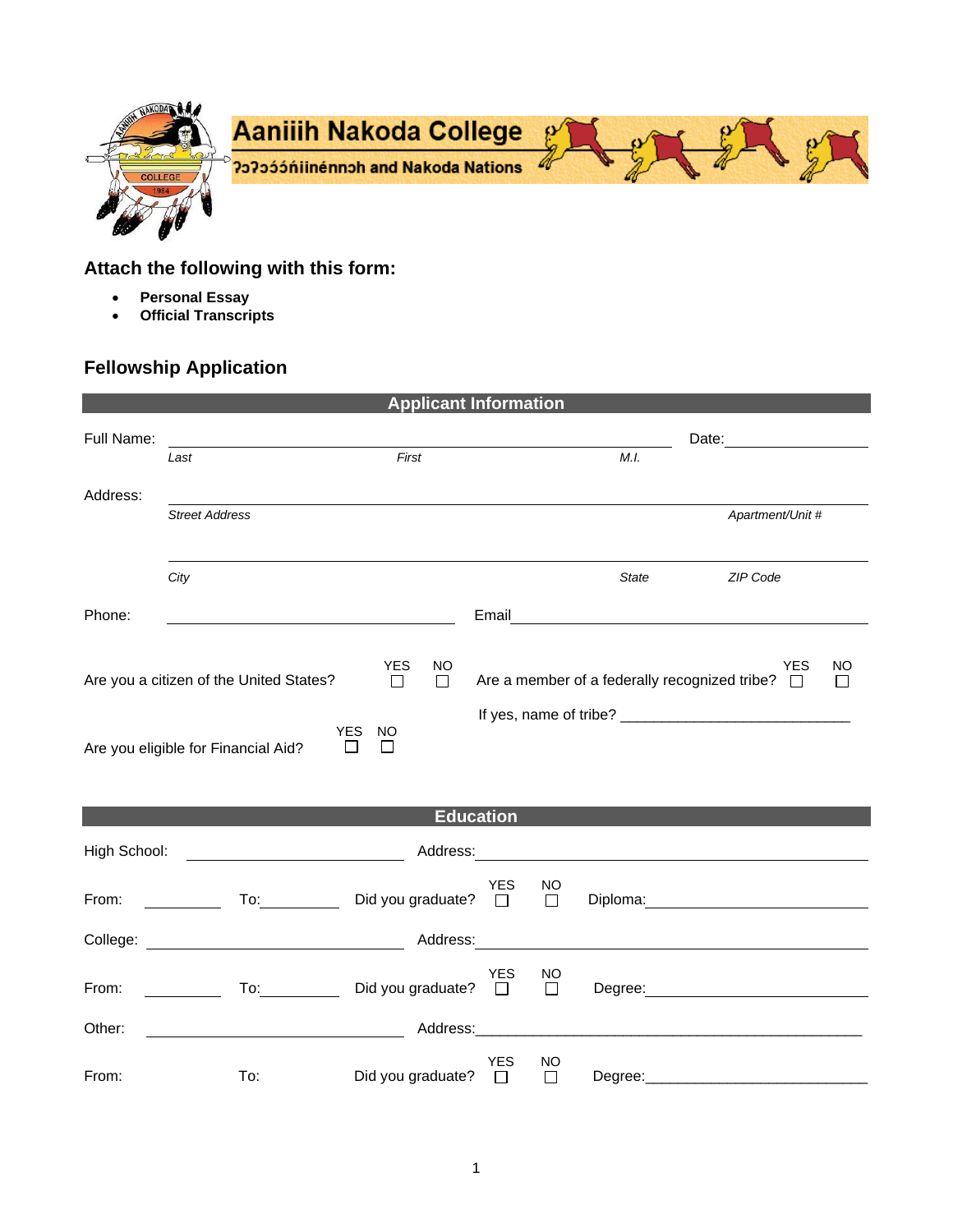# Aaniiih Nakoda College

ʔɔʔɔɔ́ɔ́ńiinénnɔh and Nakoda Nations

## Attach the following with this form:

- **Personal Essay**
- **Official Transcripts**

## Fellowship Application

### Applicant Information

Full Name: ______________________________________________ Date: ______________

*Last* *First* *M.I.*

Address: ____________________________________________________________

*Street Address* *Apartment/Unit #*

____________________________________________________________

*City* *State* *ZIP Code*

Phone: ______________________ Email ______________________________

Are you a citizen of the United States? YES ☐ NO ☐

Are a member of a federally recognized tribe? YES ☐ NO ☐

If yes, name of tribe? ___________________________

Are you eligible for Financial Aid? YES ☐ NO ☐

### Education

High School: ______________________ Address: ______________________________

From: __________ To: __________ Did you graduate? YES ☐ NO ☐ Diploma: ______________________

College: ______________________ Address: ______________________________

From: __________ To: __________ Did you graduate? YES ☐ NO ☐ Degree: ______________________

Other: ______________________ Address: ______________________________

From: To: Did you graduate? YES ☐ NO ☐ Degree: ______________________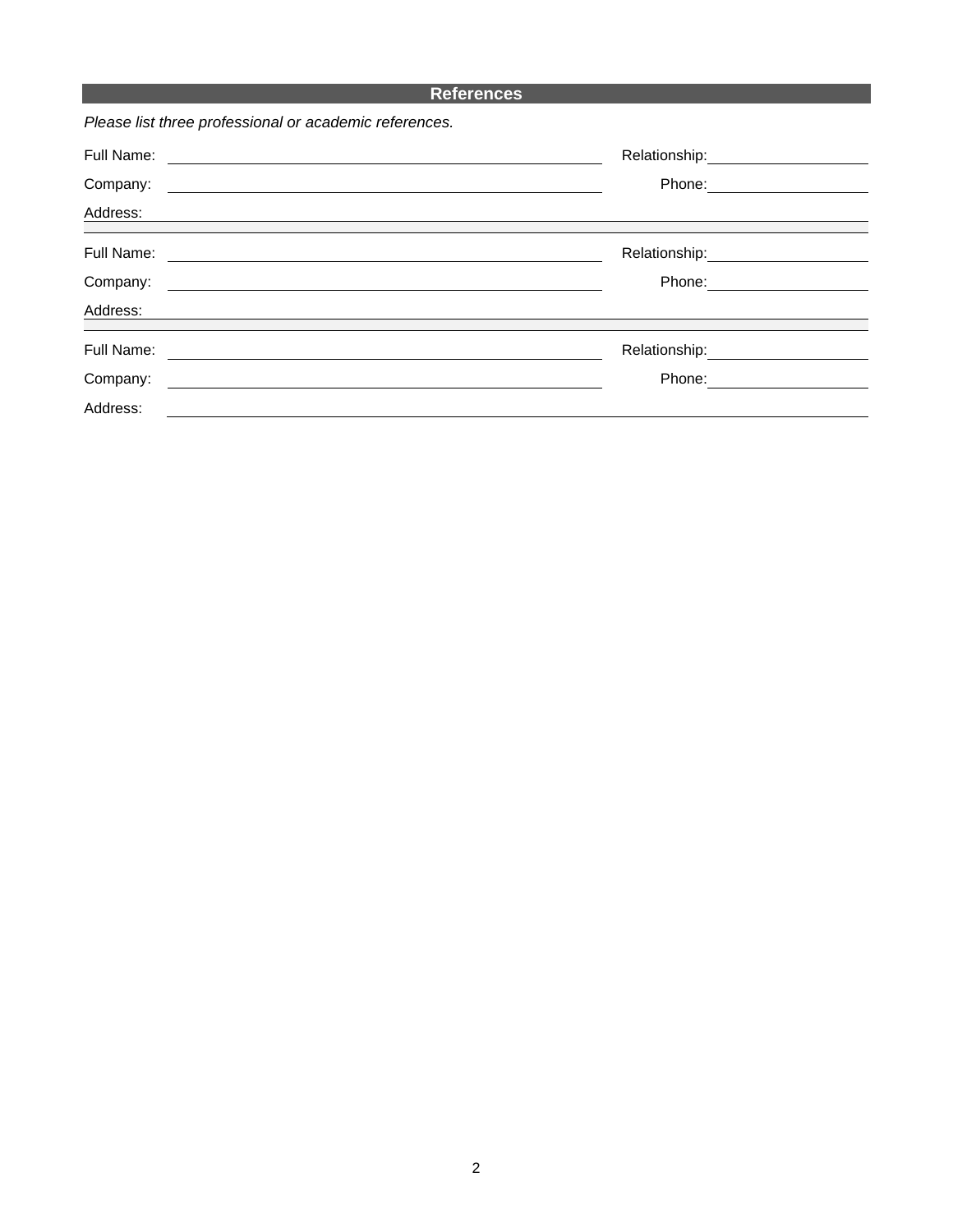## References

*Please list three professional or academic references.*

Full Name: \_\_\_\_\_\_\_\_\_\_\_\_\_\_\_\_\_\_\_\_\_\_\_\_\_\_\_\_\_\_ Relationship: \_\_\_\_\_\_\_\_\_\_\_\_\_\_\_\_

Company: \_\_\_\_\_\_\_\_\_\_\_\_\_\_\_\_\_\_\_\_\_\_\_\_\_\_\_\_\_\_ Phone: \_\_\_\_\_\_\_\_\_\_\_\_\_\_\_\_

Address: \_\_\_\_\_\_\_\_\_\_\_\_\_\_\_\_\_\_\_\_\_\_\_\_\_\_\_\_\_\_\_\_\_\_\_\_\_\_\_\_\_\_\_\_\_\_\_\_\_\_

Full Name: \_\_\_\_\_\_\_\_\_\_\_\_\_\_\_\_\_\_\_\_\_\_\_\_\_\_\_\_\_\_ Relationship: \_\_\_\_\_\_\_\_\_\_\_\_\_\_\_\_

Company: \_\_\_\_\_\_\_\_\_\_\_\_\_\_\_\_\_\_\_\_\_\_\_\_\_\_\_\_\_\_ Phone: \_\_\_\_\_\_\_\_\_\_\_\_\_\_\_\_

Address: \_\_\_\_\_\_\_\_\_\_\_\_\_\_\_\_\_\_\_\_\_\_\_\_\_\_\_\_\_\_\_\_\_\_\_\_\_\_\_\_\_\_\_\_\_\_\_\_\_\_

Full Name: \_\_\_\_\_\_\_\_\_\_\_\_\_\_\_\_\_\_\_\_\_\_\_\_\_\_\_\_\_\_ Relationship: \_\_\_\_\_\_\_\_\_\_\_\_\_\_\_\_

Company: \_\_\_\_\_\_\_\_\_\_\_\_\_\_\_\_\_\_\_\_\_\_\_\_\_\_\_\_\_\_ Phone: \_\_\_\_\_\_\_\_\_\_\_\_\_\_\_\_

Address: \_\_\_\_\_\_\_\_\_\_\_\_\_\_\_\_\_\_\_\_\_\_\_\_\_\_\_\_\_\_\_\_\_\_\_\_\_\_\_\_\_\_\_\_\_\_\_\_\_\_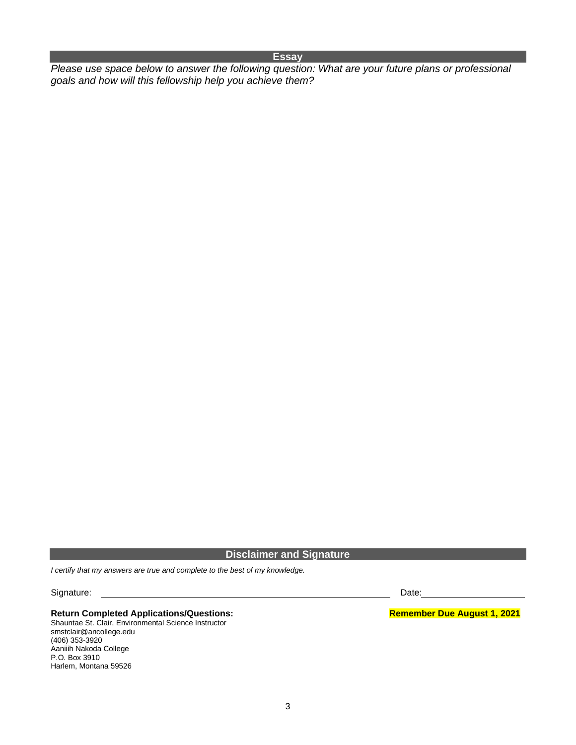## Essay

*Please use space below to answer the following question: What are your future plans or professional goals and how will this fellowship help you achieve them?*

## Disclaimer and Signature

*I certify that my answers are true and complete to the best of my knowledge.*

Signature: ______________________________ Date: ______________

**Return Completed Applications/Questions:**

Shauntae St. Clair, Environmental Science Instructor
smstclair@ancollege.edu
(406) 353-3920
Aaniiih Nakoda College
P.O. Box 3910
Harlem, Montana 59526

**Remember Due August 1, 2021**